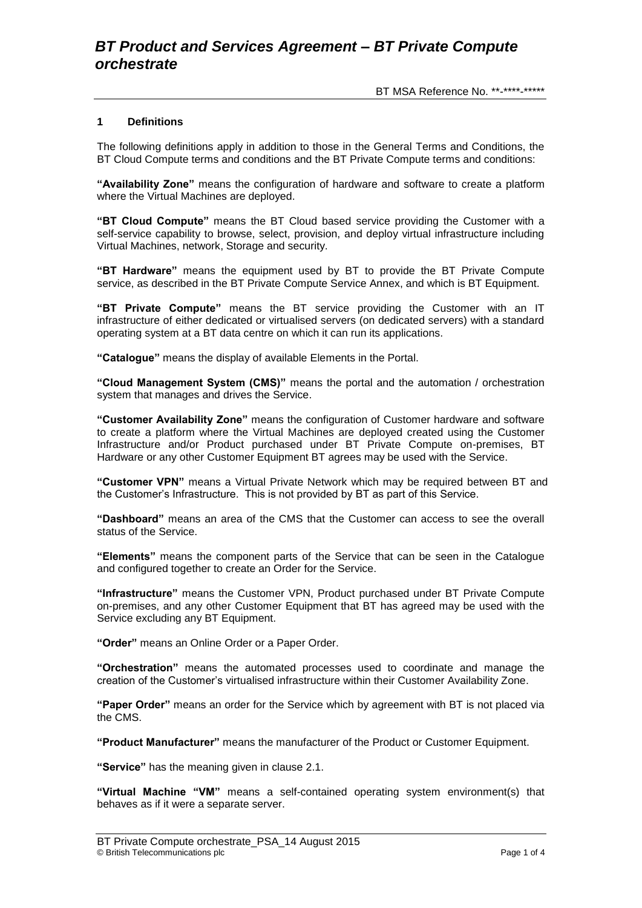# BT Product and Services Agreement – BT Private Compute orchestrate

BT MSA Reference No. **-****-*****

## 1 Definitions

The following definitions apply in addition to those in the General Terms and Conditions, the BT Cloud Compute terms and conditions and the BT Private Compute terms and conditions:

**"Availability Zone"** means the configuration of hardware and software to create a platform where the Virtual Machines are deployed.

**"BT Cloud Compute"** means the BT Cloud based service providing the Customer with a self-service capability to browse, select, provision, and deploy virtual infrastructure including Virtual Machines, network, Storage and security.

**"BT Hardware"** means the equipment used by BT to provide the BT Private Compute service, as described in the BT Private Compute Service Annex, and which is BT Equipment.

**"BT Private Compute"** means the BT service providing the Customer with an IT infrastructure of either dedicated or virtualised servers (on dedicated servers) with a standard operating system at a BT data centre on which it can run its applications.

**"Catalogue"** means the display of available Elements in the Portal.

**"Cloud Management System (CMS)"** means the portal and the automation / orchestration system that manages and drives the Service.

**"Customer Availability Zone"** means the configuration of Customer hardware and software to create a platform where the Virtual Machines are deployed created using the Customer Infrastructure and/or Product purchased under BT Private Compute on-premises, BT Hardware or any other Customer Equipment BT agrees may be used with the Service.

**"Customer VPN"** means a Virtual Private Network which may be required between BT and the Customer's Infrastructure. This is not provided by BT as part of this Service.

**"Dashboard"** means an area of the CMS that the Customer can access to see the overall status of the Service.

**"Elements"** means the component parts of the Service that can be seen in the Catalogue and configured together to create an Order for the Service.

**"Infrastructure"** means the Customer VPN, Product purchased under BT Private Compute on-premises, and any other Customer Equipment that BT has agreed may be used with the Service excluding any BT Equipment.

**"Order"** means an Online Order or a Paper Order.

**"Orchestration"** means the automated processes used to coordinate and manage the creation of the Customer's virtualised infrastructure within their Customer Availability Zone.

**"Paper Order"** means an order for the Service which by agreement with BT is not placed via the CMS.

**"Product Manufacturer"** means the manufacturer of the Product or Customer Equipment.

**"Service"** has the meaning given in clause 2.1.

**"Virtual Machine "VM"** means a self-contained operating system environment(s) that behaves as if it were a separate server.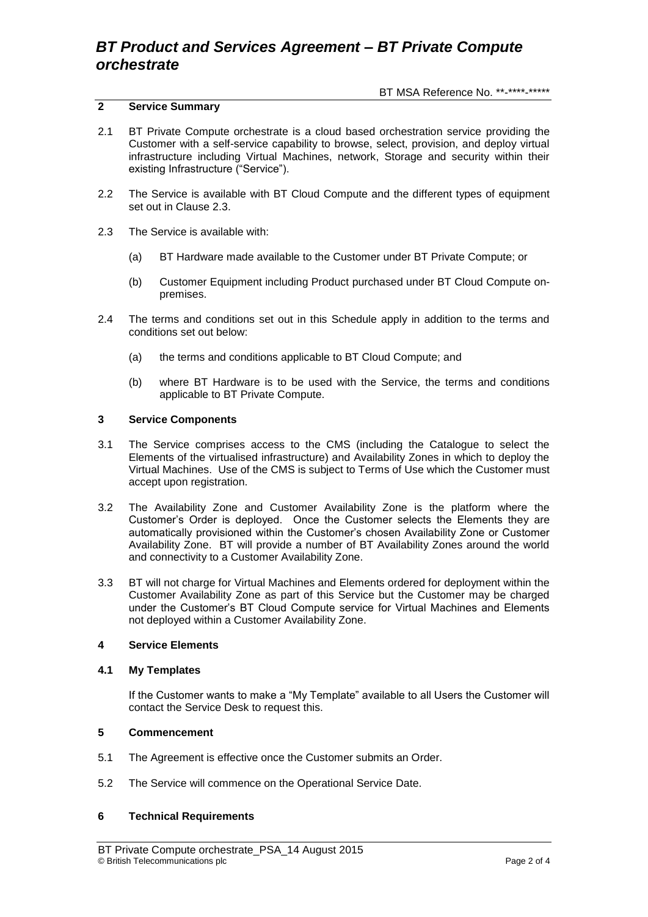## 2 Service Summary

2.1 BT Private Compute orchestrate is a cloud based orchestration service providing the Customer with a self-service capability to browse, select, provision, and deploy virtual infrastructure including Virtual Machines, network, Storage and security within their existing Infrastructure ("Service").

2.2 The Service is available with BT Cloud Compute and the different types of equipment set out in Clause 2.3.

2.3 The Service is available with:

(a) BT Hardware made available to the Customer under BT Private Compute; or

(b) Customer Equipment including Product purchased under BT Cloud Compute on-premises.

2.4 The terms and conditions set out in this Schedule apply in addition to the terms and conditions set out below:

(a) the terms and conditions applicable to BT Cloud Compute; and

(b) where BT Hardware is to be used with the Service, the terms and conditions applicable to BT Private Compute.

## 3 Service Components

3.1 The Service comprises access to the CMS (including the Catalogue to select the Elements of the virtualised infrastructure) and Availability Zones in which to deploy the Virtual Machines. Use of the CMS is subject to Terms of Use which the Customer must accept upon registration.

3.2 The Availability Zone and Customer Availability Zone is the platform where the Customer's Order is deployed. Once the Customer selects the Elements they are automatically provisioned within the Customer's chosen Availability Zone or Customer Availability Zone. BT will provide a number of BT Availability Zones around the world and connectivity to a Customer Availability Zone.

3.3 BT will not charge for Virtual Machines and Elements ordered for deployment within the Customer Availability Zone as part of this Service but the Customer may be charged under the Customer's BT Cloud Compute service for Virtual Machines and Elements not deployed within a Customer Availability Zone.

## 4 Service Elements

### 4.1 My Templates

If the Customer wants to make a "My Template" available to all Users the Customer will contact the Service Desk to request this.

## 5 Commencement

5.1 The Agreement is effective once the Customer submits an Order.

5.2 The Service will commence on the Operational Service Date.

## 6 Technical Requirements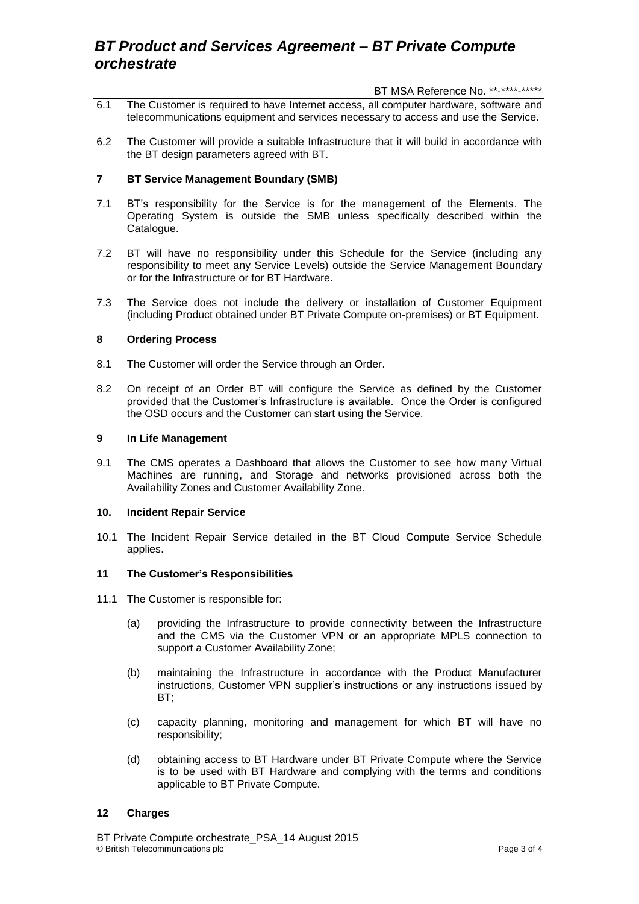6.1 The Customer is required to have Internet access, all computer hardware, software and telecommunications equipment and services necessary to access and use the Service.

6.2 The Customer will provide a suitable Infrastructure that it will build in accordance with the BT design parameters agreed with BT.

## 7 BT Service Management Boundary (SMB)

7.1 BT's responsibility for the Service is for the management of the Elements. The Operating System is outside the SMB unless specifically described within the Catalogue.

7.2 BT will have no responsibility under this Schedule for the Service (including any responsibility to meet any Service Levels) outside the Service Management Boundary or for the Infrastructure or for BT Hardware.

7.3 The Service does not include the delivery or installation of Customer Equipment (including Product obtained under BT Private Compute on-premises) or BT Equipment.

## 8 Ordering Process

8.1 The Customer will order the Service through an Order.

8.2 On receipt of an Order BT will configure the Service as defined by the Customer provided that the Customer's Infrastructure is available. Once the Order is configured the OSD occurs and the Customer can start using the Service.

## 9 In Life Management

9.1 The CMS operates a Dashboard that allows the Customer to see how many Virtual Machines are running, and Storage and networks provisioned across both the Availability Zones and Customer Availability Zone.

## 10. Incident Repair Service

10.1 The Incident Repair Service detailed in the BT Cloud Compute Service Schedule applies.

## 11 The Customer's Responsibilities

11.1 The Customer is responsible for:

(a) providing the Infrastructure to provide connectivity between the Infrastructure and the CMS via the Customer VPN or an appropriate MPLS connection to support a Customer Availability Zone;

(b) maintaining the Infrastructure in accordance with the Product Manufacturer instructions, Customer VPN supplier's instructions or any instructions issued by BT;

(c) capacity planning, monitoring and management for which BT will have no responsibility;

(d) obtaining access to BT Hardware under BT Private Compute where the Service is to be used with BT Hardware and complying with the terms and conditions applicable to BT Private Compute.

## 12 Charges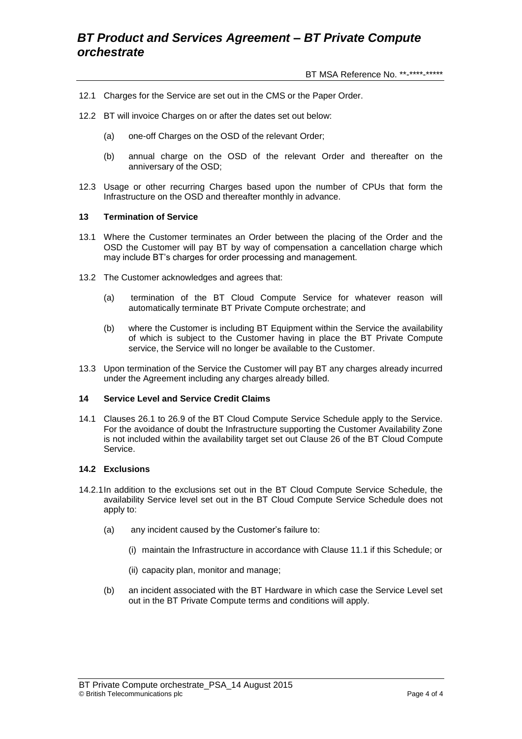12.1 Charges for the Service are set out in the CMS or the Paper Order.

12.2 BT will invoice Charges on or after the dates set out below:

(a) one-off Charges on the OSD of the relevant Order;

(b) annual charge on the OSD of the relevant Order and thereafter on the anniversary of the OSD;

12.3 Usage or other recurring Charges based upon the number of CPUs that form the Infrastructure on the OSD and thereafter monthly in advance.

**13 Termination of Service**

13.1 Where the Customer terminates an Order between the placing of the Order and the OSD the Customer will pay BT by way of compensation a cancellation charge which may include BT's charges for order processing and management.

13.2 The Customer acknowledges and agrees that:

(a) termination of the BT Cloud Compute Service for whatever reason will automatically terminate BT Private Compute orchestrate; and

(b) where the Customer is including BT Equipment within the Service the availability of which is subject to the Customer having in place the BT Private Compute service, the Service will no longer be available to the Customer.

13.3 Upon termination of the Service the Customer will pay BT any charges already incurred under the Agreement including any charges already billed.

**14 Service Level and Service Credit Claims**

14.1 Clauses 26.1 to 26.9 of the BT Cloud Compute Service Schedule apply to the Service. For the avoidance of doubt the Infrastructure supporting the Customer Availability Zone is not included within the availability target set out Clause 26 of the BT Cloud Compute Service.

**14.2 Exclusions**

14.2.1 In addition to the exclusions set out in the BT Cloud Compute Service Schedule, the availability Service level set out in the BT Cloud Compute Service Schedule does not apply to:

(a) any incident caused by the Customer's failure to:

(i) maintain the Infrastructure in accordance with Clause 11.1 if this Schedule; or

(ii) capacity plan, monitor and manage;

(b) an incident associated with the BT Hardware in which case the Service Level set out in the BT Private Compute terms and conditions will apply.